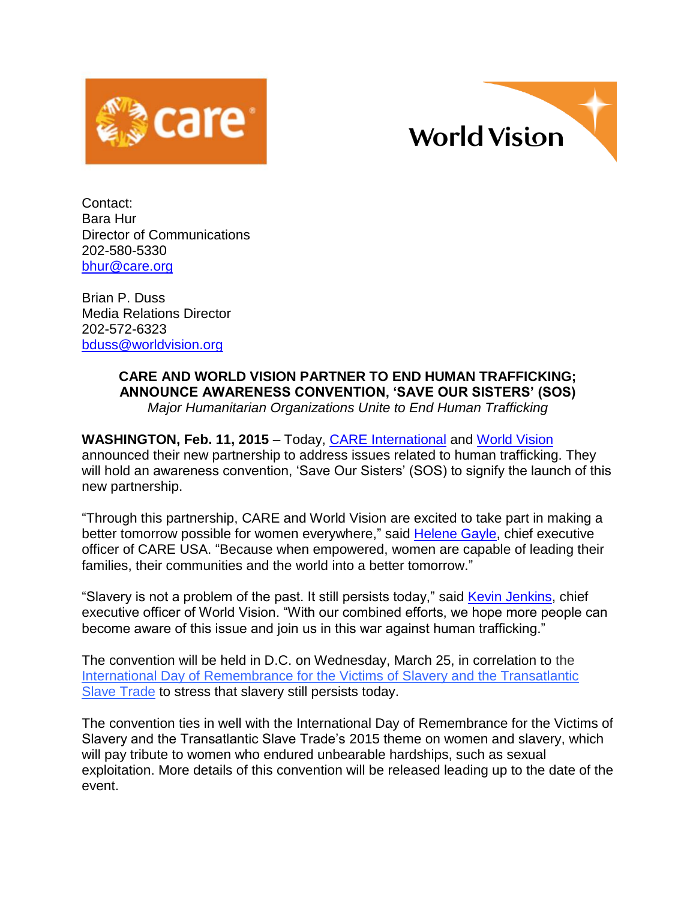care

World Vision

Contact:
Bara Hur
Director of Communications
202-580-5330
bhur@care.org

Brian P. Duss
Media Relations Director
202-572-6323
bduss@worldvision.org

**CARE AND WORLD VISION PARTNER TO END HUMAN TRAFFICKING; ANNOUNCE AWARENESS CONVENTION, 'SAVE OUR SISTERS' (SOS)**

*Major Humanitarian Organizations Unite to End Human Trafficking*

**WASHINGTON, Feb. 11, 2015** – Today, CARE International and World Vision announced their new partnership to address issues related to human trafficking. They will hold an awareness convention, 'Save Our Sisters' (SOS) to signify the launch of this new partnership.

"Through this partnership, CARE and World Vision are excited to take part in making a better tomorrow possible for women everywhere," said Helene Gayle, chief executive officer of CARE USA. "Because when empowered, women are capable of leading their families, their communities and the world into a better tomorrow."

"Slavery is not a problem of the past. It still persists today," said Kevin Jenkins, chief executive officer of World Vision. "With our combined efforts, we hope more people can become aware of this issue and join us in this war against human trafficking."

The convention will be held in D.C. on Wednesday, March 25, in correlation to the International Day of Remembrance for the Victims of Slavery and the Transatlantic Slave Trade to stress that slavery still persists today.

The convention ties in well with the International Day of Remembrance for the Victims of Slavery and the Transatlantic Slave Trade's 2015 theme on women and slavery, which will pay tribute to women who endured unbearable hardships, such as sexual exploitation. More details of this convention will be released leading up to the date of the event.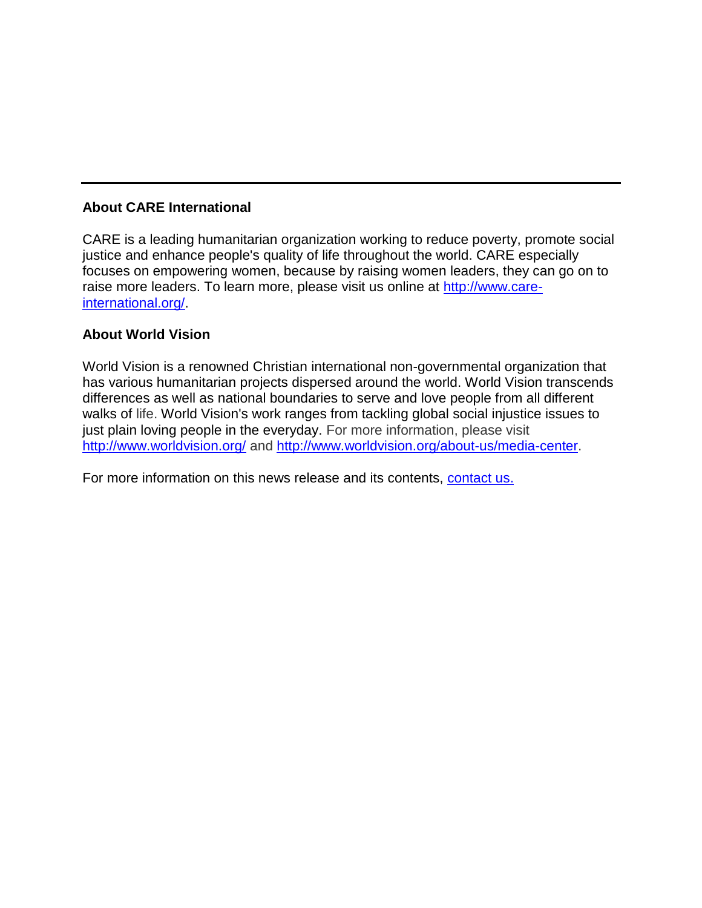---

**About CARE International**

CARE is a leading humanitarian organization working to reduce poverty, promote social justice and enhance people's quality of life throughout the world. CARE especially focuses on empowering women, because by raising women leaders, they can go on to raise more leaders. To learn more, please visit us online at [http://www.care-international.org/](http://www.care-international.org/).

**About World Vision**

World Vision is a renowned Christian international non-governmental organization that has various humanitarian projects dispersed around the world. World Vision transcends differences as well as national boundaries to serve and love people from all different walks of life. World Vision's work ranges from tackling global social injustice issues to just plain loving people in the everyday. For more information, please visit [http://www.worldvision.org/](http://www.worldvision.org/) and [http://www.worldvision.org/about-us/media-center](http://www.worldvision.org/about-us/media-center).

For more information on this news release and its contents, contact us.